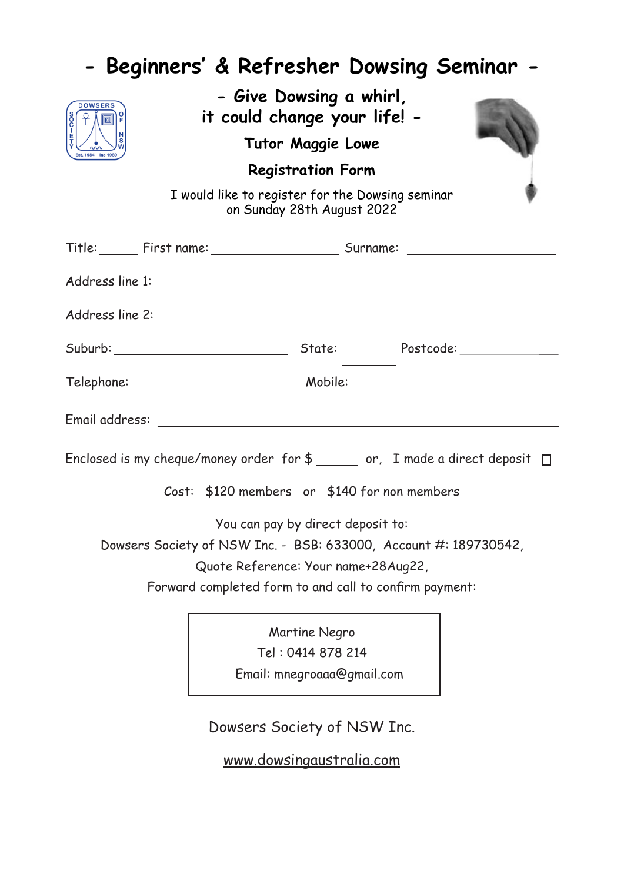# - Beginners' & Refresher Dowsing Seminar -

## - Give Dowsing a whirl, it could change your life! -

### Tutor Maggie Lowe

### Registration Form

I would like to register for the Dowsing seminar on Sunday 28th August 2022

Title: _____ First name: ____________________ Surname: ____________________

Address line 1: ________________________________________________

Address line 2: ________________________________________________

Suburb: ______________________ State: ________ Postcode: ____________

Telephone: ____________________ Mobile: ____________________

Email address: ________________________________________________

Enclosed is my cheque/money order for $ ______ or, I made a direct deposit ☐

Cost: $120 members or $140 for non members

You can pay by direct deposit to:
Dowsers Society of NSW Inc. - BSB: 633000, Account #: 189730542,
Quote Reference: Your name+28Aug22,
Forward completed form to and call to confirm payment:

Martine Negro
Tel : 0414 878 214
Email: mnegroaaa@gmail.com

Dowsers Society of NSW Inc.

www.dowsingaustralia.com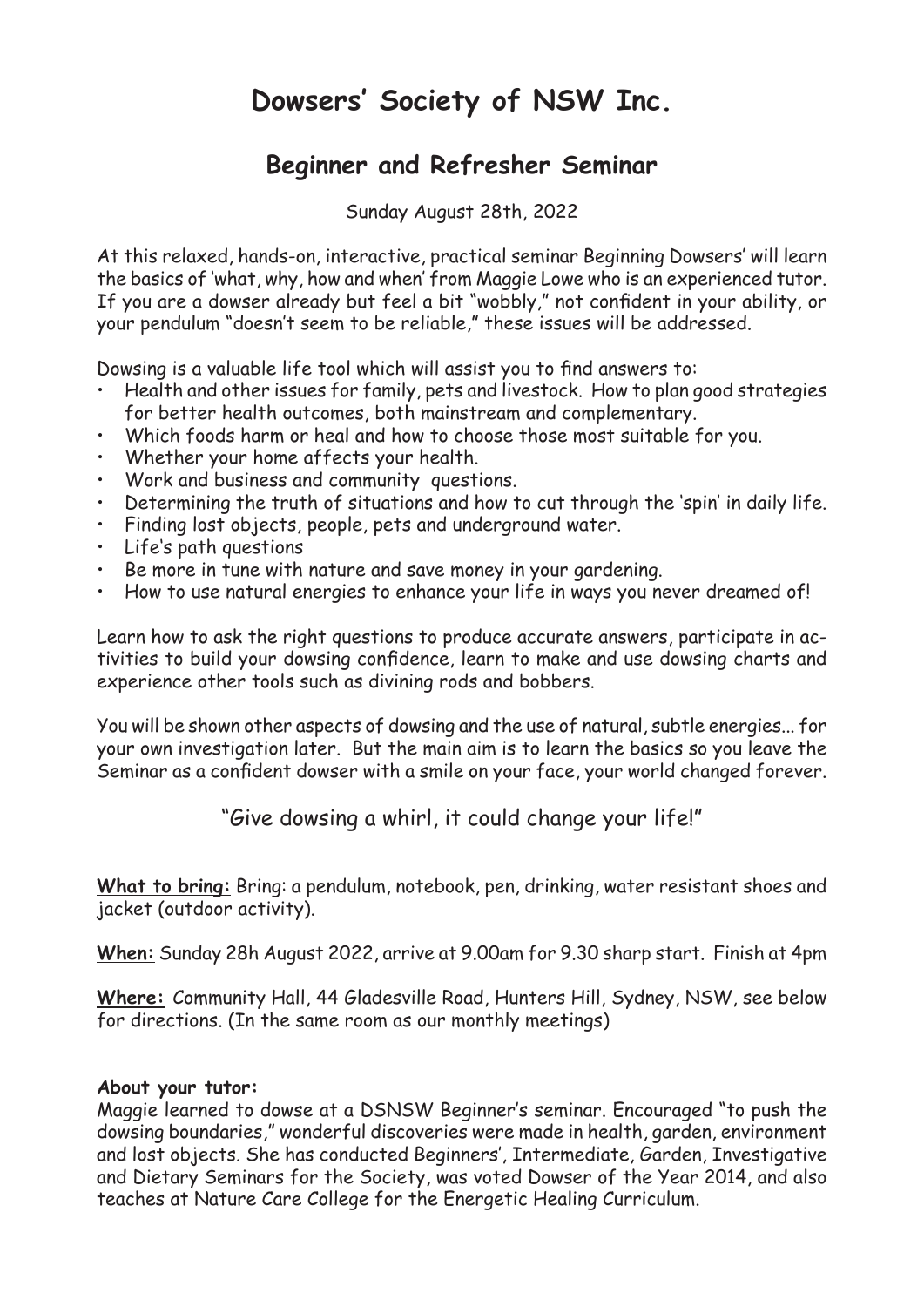# Dowsers' Society of NSW Inc.

## Beginner and Refresher Seminar

Sunday August 28th, 2022

At this relaxed, hands-on, interactive, practical seminar Beginning Dowsers' will learn the basics of 'what, why, how and when' from Maggie Lowe who is an experienced tutor. If you are a dowser already but feel a bit "wobbly," not confident in your ability, or your pendulum "doesn't seem to be reliable," these issues will be addressed.

Dowsing is a valuable life tool which will assist you to find answers to:

- Health and other issues for family, pets and livestock. How to plan good strategies for better health outcomes, both mainstream and complementary.
- Which foods harm or heal and how to choose those most suitable for you.
- Whether your home affects your health.
- Work and business and community questions.
- Determining the truth of situations and how to cut through the 'spin' in daily life.
- Finding lost objects, people, pets and underground water.
- Life's path questions
- Be more in tune with nature and save money in your gardening.
- How to use natural energies to enhance your life in ways you never dreamed of!

Learn how to ask the right questions to produce accurate answers, participate in activities to build your dowsing confidence, learn to make and use dowsing charts and experience other tools such as divining rods and bobbers.

You will be shown other aspects of dowsing and the use of natural, subtle energies... for your own investigation later. But the main aim is to learn the basics so you leave the Seminar as a confident dowser with a smile on your face, your world changed forever.

"Give dowsing a whirl, it could change your life!"

**What to bring:** Bring: a pendulum, notebook, pen, drinking, water resistant shoes and jacket (outdoor activity).

**When:** Sunday 28h August 2022, arrive at 9.00am for 9.30 sharp start. Finish at 4pm

**Where:** Community Hall, 44 Gladesville Road, Hunters Hill, Sydney, NSW, see below for directions. (In the same room as our monthly meetings)

**About your tutor:**
Maggie learned to dowse at a DSNSW Beginner's seminar. Encouraged "to push the dowsing boundaries," wonderful discoveries were made in health, garden, environment and lost objects. She has conducted Beginners', Intermediate, Garden, Investigative and Dietary Seminars for the Society, was voted Dowser of the Year 2014, and also teaches at Nature Care College for the Energetic Healing Curriculum.